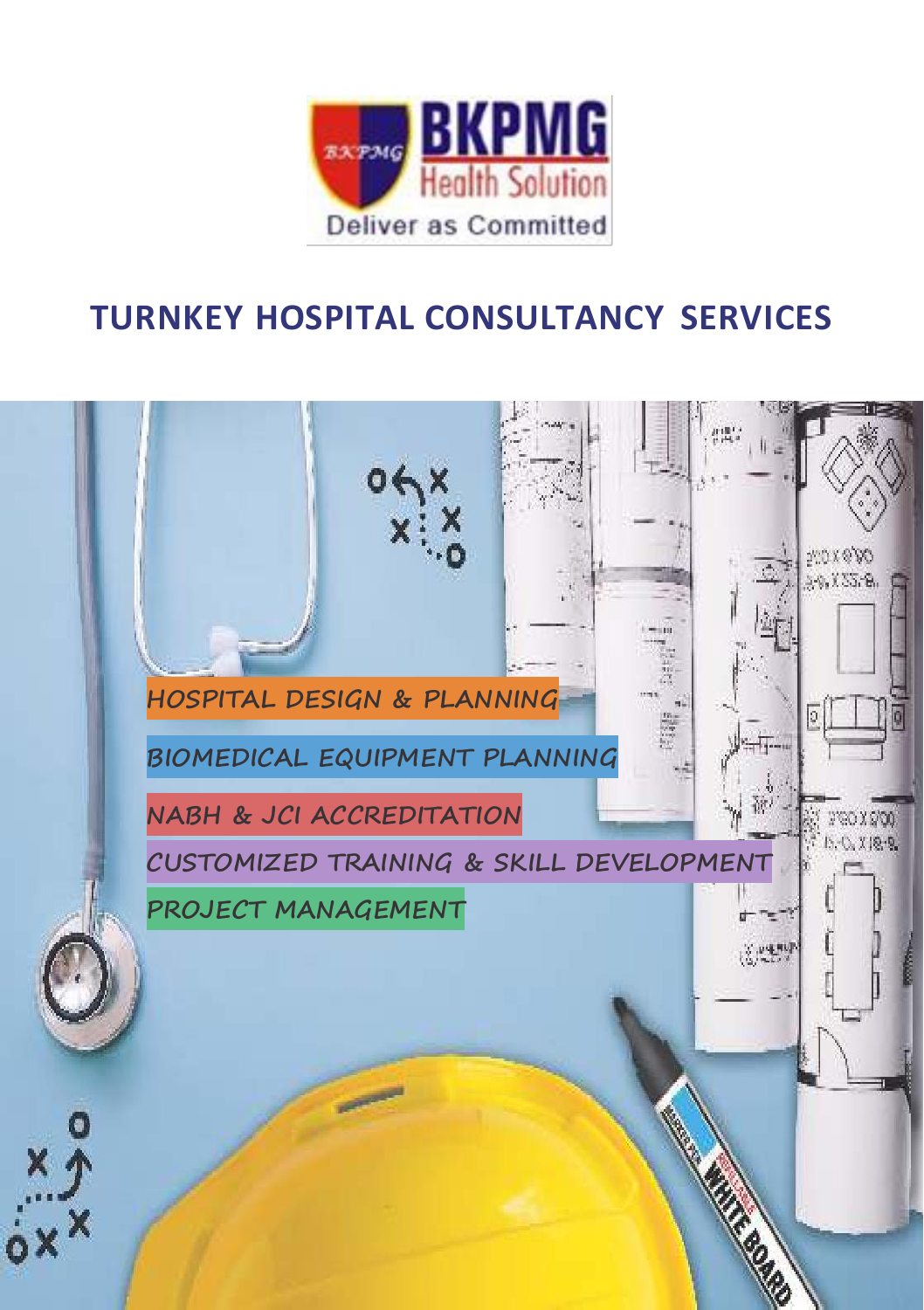BKPMG Health Solution

Deliver as Committed

# TURNKEY HOSPITAL CONSULTANCY SERVICES

HOSPITAL DESIGN & PLANNING

BIOMEDICAL EQUIPMENT PLANNING

NABH & JCI ACCREDITATION

CUSTOMIZED TRAINING & SKILL DEVELOPMENT

PROJECT MANAGEMENT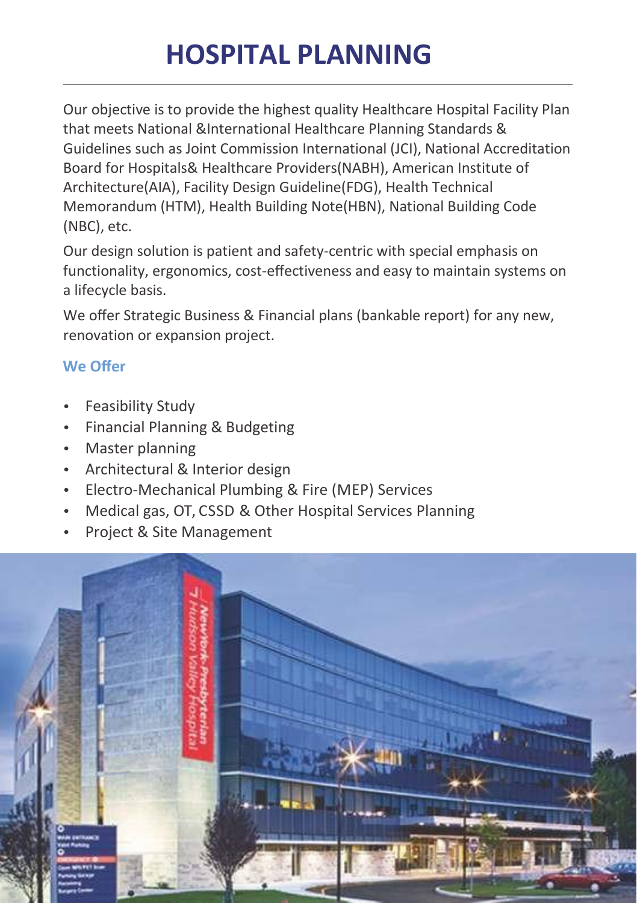# HOSPITAL PLANNING

Our objective is to provide the highest quality Healthcare Hospital Facility Plan that meets National &International Healthcare Planning Standards & Guidelines such as Joint Commission International (JCI), National Accreditation Board for Hospitals& Healthcare Providers(NABH), American Institute of Architecture(AIA), Facility Design Guideline(FDG), Health Technical Memorandum (HTM), Health Building Note(HBN), National Building Code (NBC), etc.

Our design solution is patient and safety-centric with special emphasis on functionality, ergonomics, cost-effectiveness and easy to maintain systems on a lifecycle basis.

We offer Strategic Business & Financial plans (bankable report) for any new, renovation or expansion project.

## We Offer

- Feasibility Study
- Financial Planning & Budgeting
- Master planning
- Architectural & Interior design
- Electro-Mechanical Plumbing & Fire (MEP) Services
- Medical gas, OT, CSSD & Other Hospital Services Planning
- Project & Site Management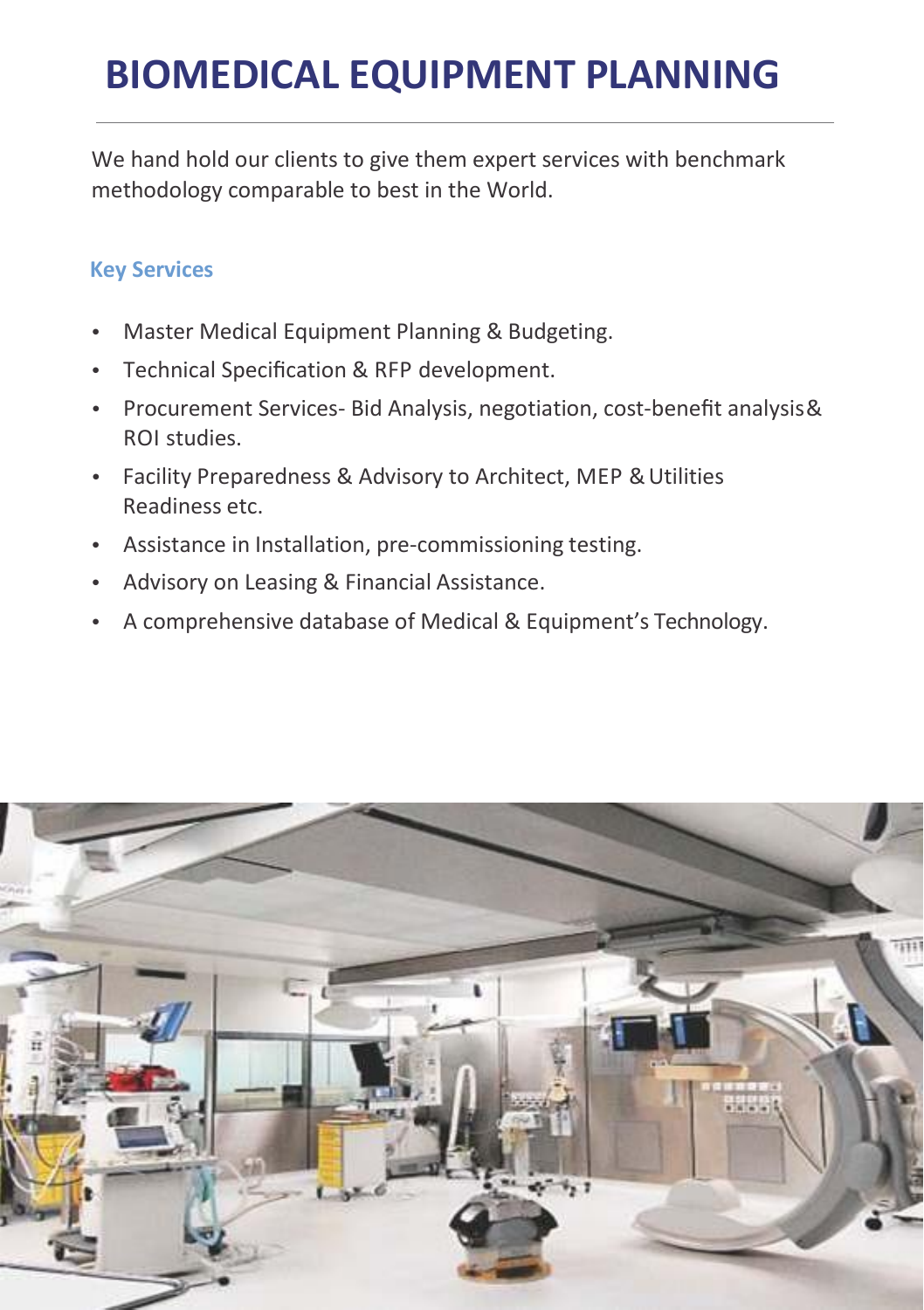# BIOMEDICAL EQUIPMENT PLANNING

We hand hold our clients to give them expert services with benchmark methodology comparable to best in the World.

### Key Services

- Master Medical Equipment Planning & Budgeting.
- Technical Specification & RFP development.
- Procurement Services- Bid Analysis, negotiation, cost-benefit analysis& ROI studies.
- Facility Preparedness & Advisory to Architect, MEP & Utilities Readiness etc.
- Assistance in Installation, pre-commissioning testing.
- Advisory on Leasing & Financial Assistance.
- A comprehensive database of Medical & Equipment's Technology.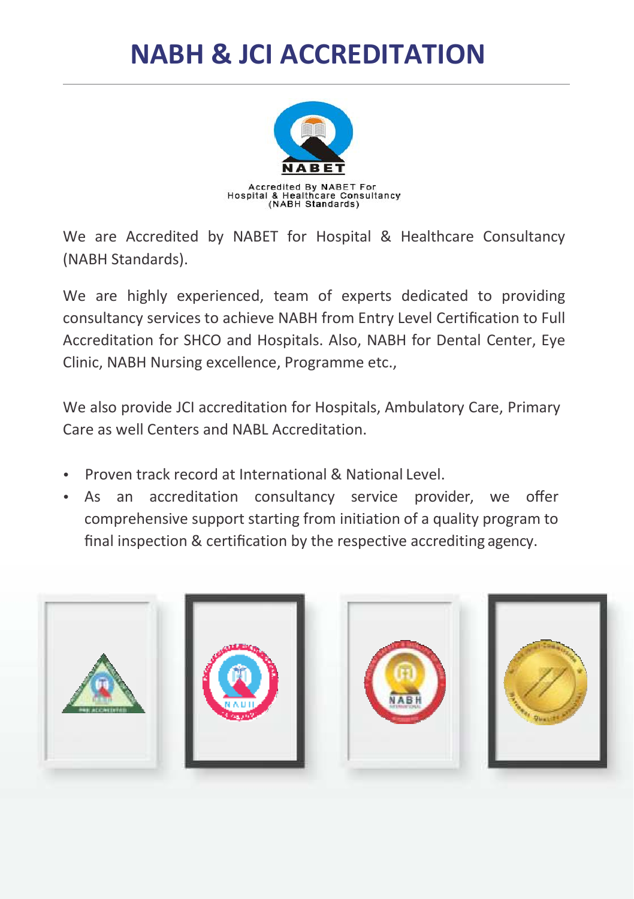# NABH & JCI ACCREDITATION

Accredited By NABET For
Hospital & Healthcare Consultancy
(NABH Standards)

We are Accredited by NABET for Hospital & Healthcare Consultancy (NABH Standards).

We are highly experienced, team of experts dedicated to providing consultancy services to achieve NABH from Entry Level Certification to Full Accreditation for SHCO and Hospitals. Also, NABH for Dental Center, Eye Clinic, NABH Nursing excellence, Programme etc.,

We also provide JCI accreditation for Hospitals, Ambulatory Care, Primary Care as well Centers and NABL Accreditation.

- Proven track record at International & National Level.
- As an accreditation consultancy service provider, we offer comprehensive support starting from initiation of a quality program to final inspection & certification by the respective accrediting agency.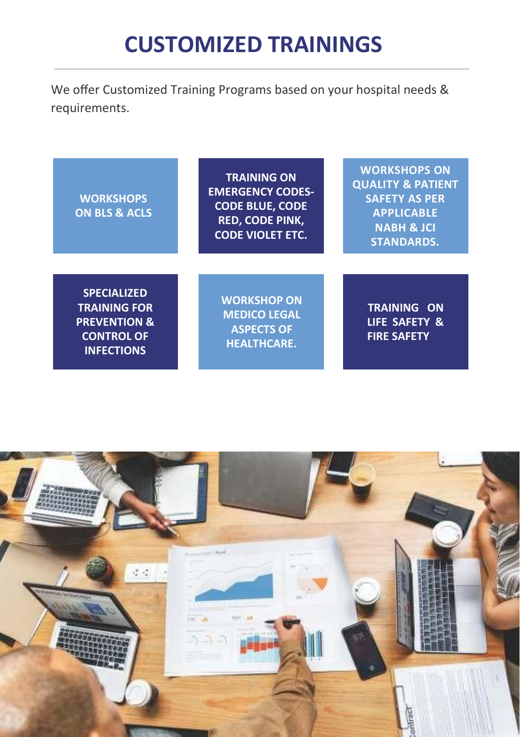# CUSTOMIZED TRAININGS

We offer Customized Training Programs based on your hospital needs & requirements.

- **WORKSHOPS ON BLS & ACLS**
- **TRAINING ON EMERGENCY CODES- CODE BLUE, CODE RED, CODE PINK, CODE VIOLET ETC.**
- **WORKSHOPS ON QUALITY & PATIENT SAFETY AS PER APPLICABLE NABH & JCI STANDARDS.**
- **SPECIALIZED TRAINING FOR PREVENTION & CONTROL OF INFECTIONS**
- **WORKSHOP ON MEDICO LEGAL ASPECTS OF HEALTHCARE.**
- **TRAINING ON LIFE SAFETY & FIRE SAFETY**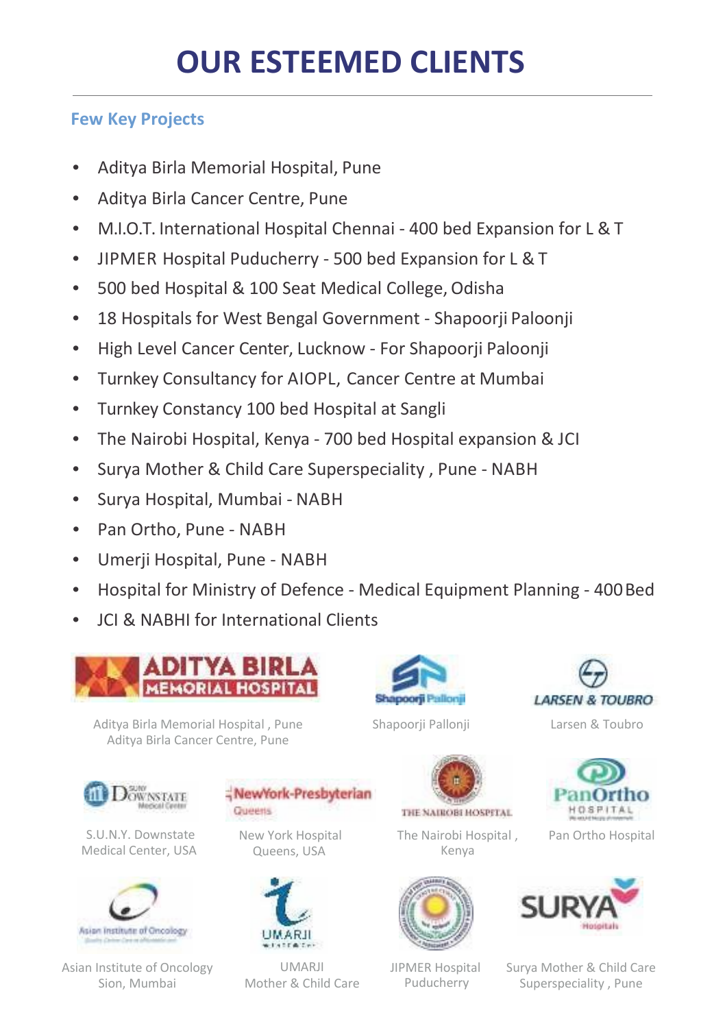# OUR ESTEEMED CLIENTS

### Few Key Projects

- Aditya Birla Memorial Hospital, Pune
- Aditya Birla Cancer Centre, Pune
- M.I.O.T. International Hospital Chennai - 400 bed Expansion for L & T
- JIPMER Hospital Puducherry - 500 bed Expansion for L & T
- 500 bed Hospital & 100 Seat Medical College, Odisha
- 18 Hospitals for West Bengal Government - Shapoorji Paloonji
- High Level Cancer Center, Lucknow - For Shapoorji Paloonji
- Turnkey Consultancy for AIOPL, Cancer Centre at Mumbai
- Turnkey Constancy 100 bed Hospital at Sangli
- The Nairobi Hospital, Kenya - 700 bed Hospital expansion & JCI
- Surya Mother & Child Care Superspeciality , Pune - NABH
- Surya Hospital, Mumbai - NABH
- Pan Ortho, Pune - NABH
- Umerji Hospital, Pune - NABH
- Hospital for Ministry of Defence - Medical Equipment Planning - 400 Bed
- JCI & NABHI for International Clients

Aditya Birla Memorial Hospital , Pune
Aditya Birla Cancer Centre, Pune

Shapoorji Pallonji

Larsen & Toubro

S.U.N.Y. Downstate Medical Center, USA

New York Hospital Queens, USA

The Nairobi Hospital , Kenya

Pan Ortho Hospital

Asian Institute of Oncology Sion, Mumbai

UMARJI Mother & Child Care

JIPMER Hospital Puducherry

Surya Mother & Child Care Superspeciality , Pune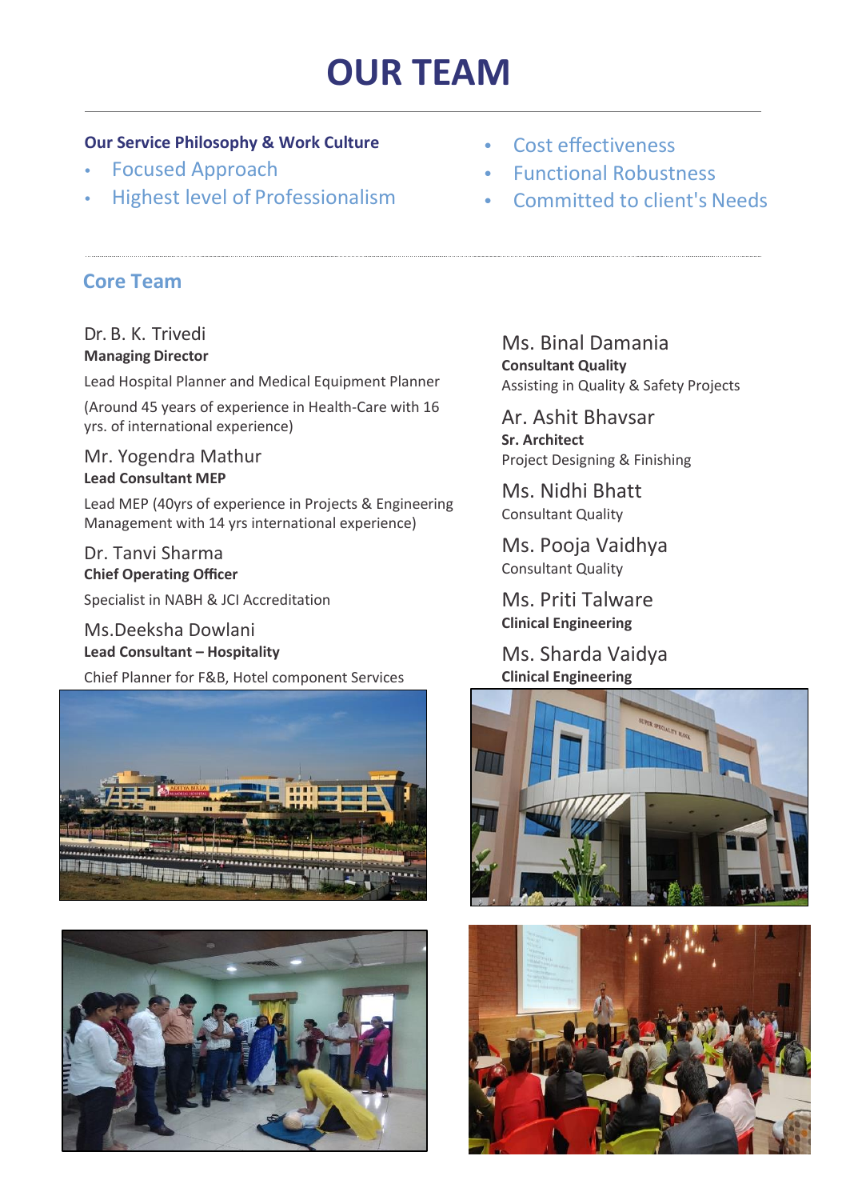# OUR TEAM

**Our Service Philosophy & Work Culture**

- Focused Approach
- Highest level of Professionalism
- Cost effectiveness
- Functional Robustness
- Committed to client's Needs

## Core Team

Dr. B. K. Trivedi
**Managing Director**
Lead Hospital Planner and Medical Equipment Planner
(Around 45 years of experience in Health-Care with 16 yrs. of international experience)

Mr. Yogendra Mathur
**Lead Consultant MEP**
Lead MEP (40yrs of experience in Projects & Engineering Management with 14 yrs international experience)

Dr. Tanvi Sharma
**Chief Operating Officer**
Specialist in NABH & JCI Accreditation

Ms.Deeksha Dowlani
**Lead Consultant – Hospitality**
Chief Planner for F&B, Hotel component Services

Ms. Binal Damania
**Consultant Quality**
Assisting in Quality & Safety Projects

Ar. Ashit Bhavsar
**Sr. Architect**
Project Designing & Finishing

Ms. Nidhi Bhatt
Consultant Quality

Ms. Pooja Vaidhya
Consultant Quality

Ms. Priti Talware
**Clinical Engineering**

Ms. Sharda Vaidya
**Clinical Engineering**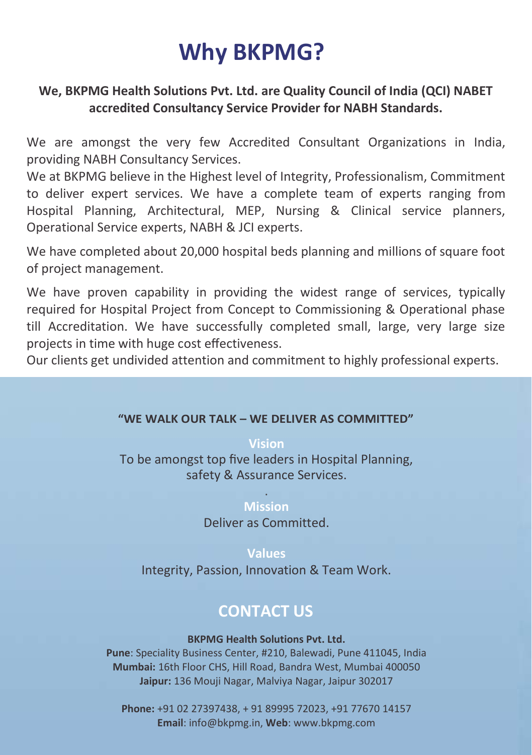# Why BKPMG?

**We, BKPMG Health Solutions Pvt. Ltd. are Quality Council of India (QCI) NABET accredited Consultancy Service Provider for NABH Standards.**

We are amongst the very few Accredited Consultant Organizations in India, providing NABH Consultancy Services.
We at BKPMG believe in the Highest level of Integrity, Professionalism, Commitment to deliver expert services. We have a complete team of experts ranging from Hospital Planning, Architectural, MEP, Nursing & Clinical service planners, Operational Service experts, NABH & JCI experts.

We have completed about 20,000 hospital beds planning and millions of square foot of project management.

We have proven capability in providing the widest range of services, typically required for Hospital Project from Concept to Commissioning & Operational phase till Accreditation. We have successfully completed small, large, very large size projects in time with huge cost effectiveness.
Our clients get undivided attention and commitment to highly professional experts.

**"WE WALK OUR TALK – WE DELIVER AS COMMITTED"**

**Vision**
To be amongst top five leaders in Hospital Planning, safety & Assurance Services.

**Mission**
Deliver as Committed.

**Values**
Integrity, Passion, Innovation & Team Work.

## CONTACT US

**BKPMG Health Solutions Pvt. Ltd.**
**Pune**: Speciality Business Center, #210, Balewadi, Pune 411045, India
**Mumbai:** 16th Floor CHS, Hill Road, Bandra West, Mumbai 400050
**Jaipur:** 136 Mouji Nagar, Malviya Nagar, Jaipur 302017

**Phone:** +91 02 27397438, + 91 89995 72023, +91 77670 14157
**Email**: info@bkpmg.in, **Web**: www.bkpmg.com